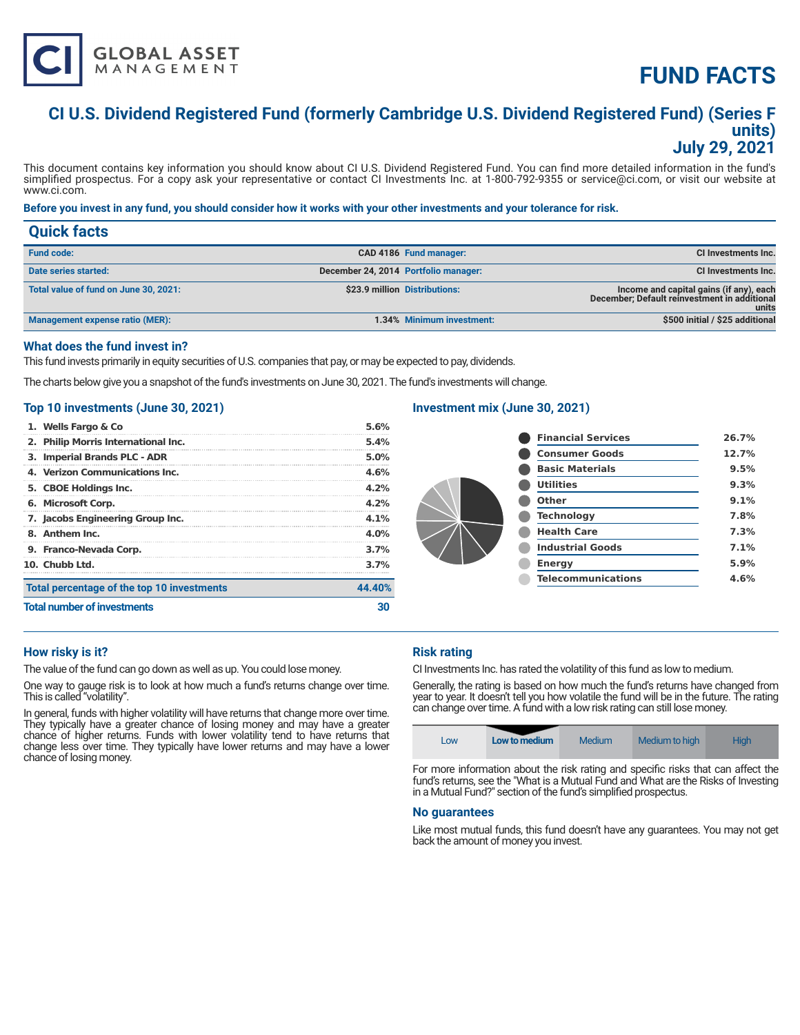# FUND FACTS

## CI U.S. Dividend Registered Fund (formerly Cambridge U.S. Dividend Registered Fund) (Series F units)
## July 29, 2021

This document contains key information you should know about CI U.S. Dividend Registered Fund. You can find more detailed information in the fund's simplified prospectus. For a copy ask your representative or contact CI Investments Inc. at 1-800-792-9355 or service@ci.com, or visit our website at www.ci.com.

**Before you invest in any fund, you should consider how it works with your other investments and your tolerance for risk.**

## Quick facts

| | | | |
|---|---|---|---|
| **Fund code:** | CAD 4186 | **Fund manager:** | CI Investments Inc. |
| **Date series started:** | December 24, 2014 | **Portfolio manager:** | CI Investments Inc. |
| **Total value of fund on June 30, 2021:** | $23.9 million | **Distributions:** | Income and capital gains (if any), each December; Default reinvestment in additional units |
| **Management expense ratio (MER):** | 1.34% | **Minimum investment:** | $500 initial / $25 additional |

### What does the fund invest in?

This fund invests primarily in equity securities of U.S. companies that pay, or may be expected to pay, dividends.

The charts below give you a snapshot of the fund's investments on June 30, 2021. The fund's investments will change.

### Top 10 investments (June 30, 2021)

| | |
|---|---|
| 1. Wells Fargo & Co | 5.6% |
| 2. Philip Morris International Inc. | 5.4% |
| 3. Imperial Brands PLC - ADR | 5.0% |
| 4. Verizon Communications Inc. | 4.6% |
| 5. CBOE Holdings Inc. | 4.2% |
| 6. Microsoft Corp. | 4.2% |
| 7. Jacobs Engineering Group Inc. | 4.1% |
| 8. Anthem Inc. | 4.0% |
| 9. Franco-Nevada Corp. | 3.7% |
| 10. Chubb Ltd. | 3.7% |
| **Total percentage of the top 10 investments** | **44.40%** |
| **Total number of investments** | **30** |

### Investment mix (June 30, 2021)

| | |
|---|---|
| Financial Services | 26.7% |
| Consumer Goods | 12.7% |
| Basic Materials | 9.5% |
| Utilities | 9.3% |
| Other | 9.1% |
| Technology | 7.8% |
| Health Care | 7.3% |
| Industrial Goods | 7.1% |
| Energy | 5.9% |
| Telecommunications | 4.6% |

### How risky is it?

The value of the fund can go down as well as up. You could lose money.

One way to gauge risk is to look at how much a fund's returns change over time. This is called "volatility".

In general, funds with higher volatility will have returns that change more over time. They typically have a greater chance of losing money and may have a greater chance of higher returns. Funds with lower volatility tend to have returns that change less over time. They typically have lower returns and may have a lower chance of losing money.

### Risk rating

CI Investments Inc. has rated the volatility of this fund as low to medium.

Generally, the rating is based on how much the fund's returns have changed from year to year. It doesn't tell you how volatile the fund will be in the future. The rating can change over time. A fund with a low risk rating can still lose money.

| Low | **Low to medium** | Medium | Medium to high | High |
|---|---|---|---|---|

For more information about the risk rating and specific risks that can affect the fund's returns, see the "What is a Mutual Fund and What are the Risks of Investing in a Mutual Fund?" section of the fund's simplified prospectus.

### No guarantees

Like most mutual funds, this fund doesn't have any guarantees. You may not get back the amount of money you invest.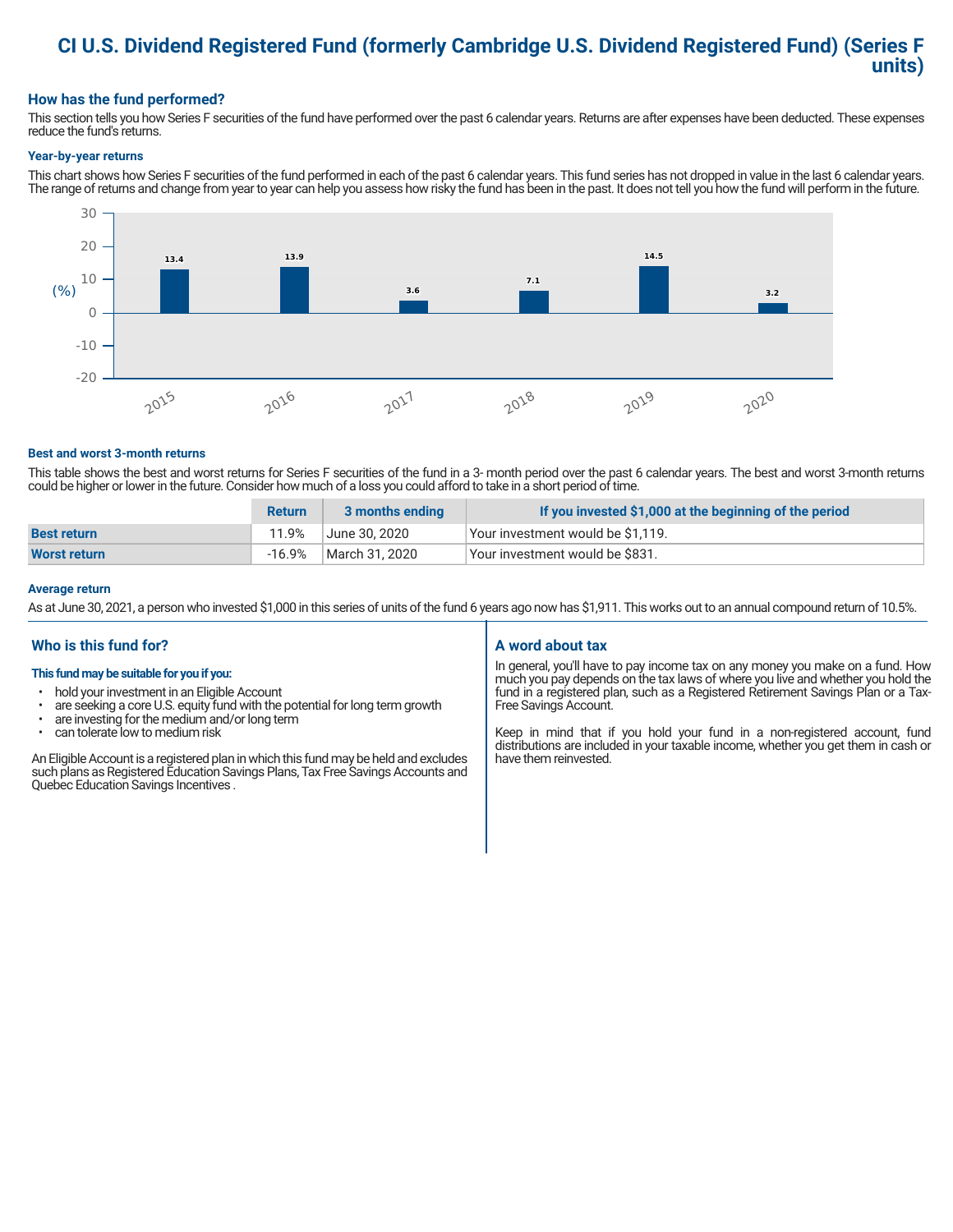# CI U.S. Dividend Registered Fund (formerly Cambridge U.S. Dividend Registered Fund) (Series F units)

## How has the fund performed?

This section tells you how Series F securities of the fund have performed over the past 6 calendar years. Returns are after expenses have been deducted. These expenses reduce the fund's returns.

### Year-by-year returns

This chart shows how Series F securities of the fund performed in each of the past 6 calendar years. This fund series has not dropped in value in the last 6 calendar years. The range of returns and change from year to year can help you assess how risky the fund has been in the past. It does not tell you how the fund will perform in the future.

| Year | 2015 | 2016 | 2017 | 2018 | 2019 | 2020 |
|---|---|---|---|---|---|---|
| Return (%) | 13.4 | 13.9 | 3.6 | 7.1 | 14.5 | 3.2 |

### Best and worst 3-month returns

This table shows the best and worst returns for Series F securities of the fund in a 3- month period over the past 6 calendar years. The best and worst 3-month returns could be higher or lower in the future. Consider how much of a loss you could afford to take in a short period of time.

| | Return | 3 months ending | If you invested $1,000 at the beginning of the period |
|---|---|---|---|
| **Best return** | 11.9% | June 30, 2020 | Your investment would be $1,119. |
| **Worst return** | -16.9% | March 31, 2020 | Your investment would be $831. |

### Average return

As at June 30, 2021, a person who invested $1,000 in this series of units of the fund 6 years ago now has $1,911. This works out to an annual compound return of 10.5%.

## Who is this fund for?

**This fund may be suitable for you if you:**

- hold your investment in an Eligible Account
- are seeking a core U.S. equity fund with the potential for long term growth
- are investing for the medium and/or long term
- can tolerate low to medium risk

An Eligible Account is a registered plan in which this fund may be held and excludes such plans as Registered Education Savings Plans, Tax Free Savings Accounts and Quebec Education Savings Incentives .

## A word about tax

In general, you'll have to pay income tax on any money you make on a fund. How much you pay depends on the tax laws of where you live and whether you hold the fund in a registered plan, such as a Registered Retirement Savings Plan or a Tax-Free Savings Account.

Keep in mind that if you hold your fund in a non-registered account, fund distributions are included in your taxable income, whether you get them in cash or have them reinvested.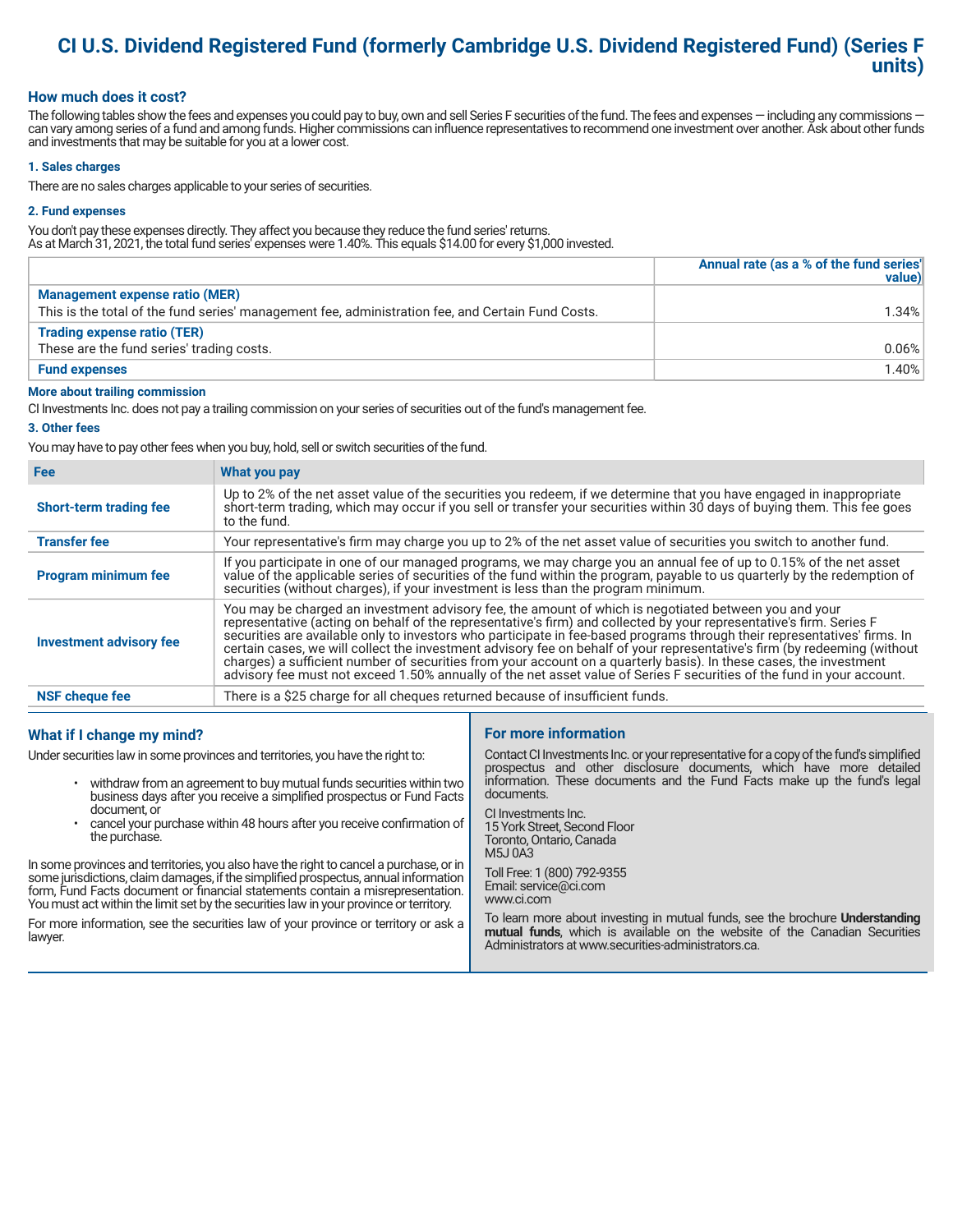# CI U.S. Dividend Registered Fund (formerly Cambridge U.S. Dividend Registered Fund) (Series F units)

## How much does it cost?

The following tables show the fees and expenses you could pay to buy, own and sell Series F securities of the fund. The fees and expenses — including any commissions — can vary among series of a fund and among funds. Higher commissions can influence representatives to recommend one investment over another. Ask about other funds and investments that may be suitable for you at a lower cost.

### 1. Sales charges

There are no sales charges applicable to your series of securities.

### 2. Fund expenses

You don't pay these expenses directly. They affect you because they reduce the fund series' returns.
As at March 31, 2021, the total fund series' expenses were 1.40%. This equals $14.00 for every $1,000 invested.

| | Annual rate (as a % of the fund series' value) |
|---|---|
| **Management expense ratio (MER)**<br>This is the total of the fund series' management fee, administration fee, and Certain Fund Costs. | 1.34% |
| **Trading expense ratio (TER)**<br>These are the fund series' trading costs. | 0.06% |
| **Fund expenses** | 1.40% |

#### More about trailing commission

CI Investments Inc. does not pay a trailing commission on your series of securities out of the fund's management fee.

### 3. Other fees

You may have to pay other fees when you buy, hold, sell or switch securities of the fund.

| Fee | What you pay |
|---|---|
| **Short-term trading fee** | Up to 2% of the net asset value of the securities you redeem, if we determine that you have engaged in inappropriate short-term trading, which may occur if you sell or transfer your securities within 30 days of buying them. This fee goes to the fund. |
| **Transfer fee** | Your representative's firm may charge you up to 2% of the net asset value of securities you switch to another fund. |
| **Program minimum fee** | If you participate in one of our managed programs, we may charge you an annual fee of up to 0.15% of the net asset value of the applicable series of securities of the fund within the program, payable to us quarterly by the redemption of securities (without charges), if your investment is less than the program minimum. |
| **Investment advisory fee** | You may be charged an investment advisory fee, the amount of which is negotiated between you and your representative (acting on behalf of the representative's firm) and collected by your representative's firm. Series F securities are available only to investors who participate in fee-based programs through their representatives' firms. In certain cases, we will collect the investment advisory fee on behalf of your representative's firm (by redeeming (without charges) a sufficient number of securities from your account on a quarterly basis). In these cases, the investment advisory fee must not exceed 1.50% annually of the net asset value of Series F securities of the fund in your account. |
| **NSF cheque fee** | There is a $25 charge for all cheques returned because of insufficient funds. |

## What if I change my mind?

Under securities law in some provinces and territories, you have the right to:

- withdraw from an agreement to buy mutual funds securities within two business days after you receive a simplified prospectus or Fund Facts document, or
- cancel your purchase within 48 hours after you receive confirmation of the purchase.

In some provinces and territories, you also have the right to cancel a purchase, or in some jurisdictions, claim damages, if the simplified prospectus, annual information form, Fund Facts document or financial statements contain a misrepresentation. You must act within the limit set by the securities law in your province or territory.

For more information, see the securities law of your province or territory or ask a lawyer.

## For more information

Contact CI Investments Inc. or your representative for a copy of the fund's simplified prospectus and other disclosure documents, which have more detailed information. These documents and the Fund Facts make up the fund's legal documents.

CI Investments Inc.
15 York Street, Second Floor
Toronto, Ontario, Canada
M5J 0A3

Toll Free: 1 (800) 792-9355
Email: service@ci.com
www.ci.com

To learn more about investing in mutual funds, see the brochure **Understanding mutual funds**, which is available on the website of the Canadian Securities Administrators at www.securities-administrators.ca.